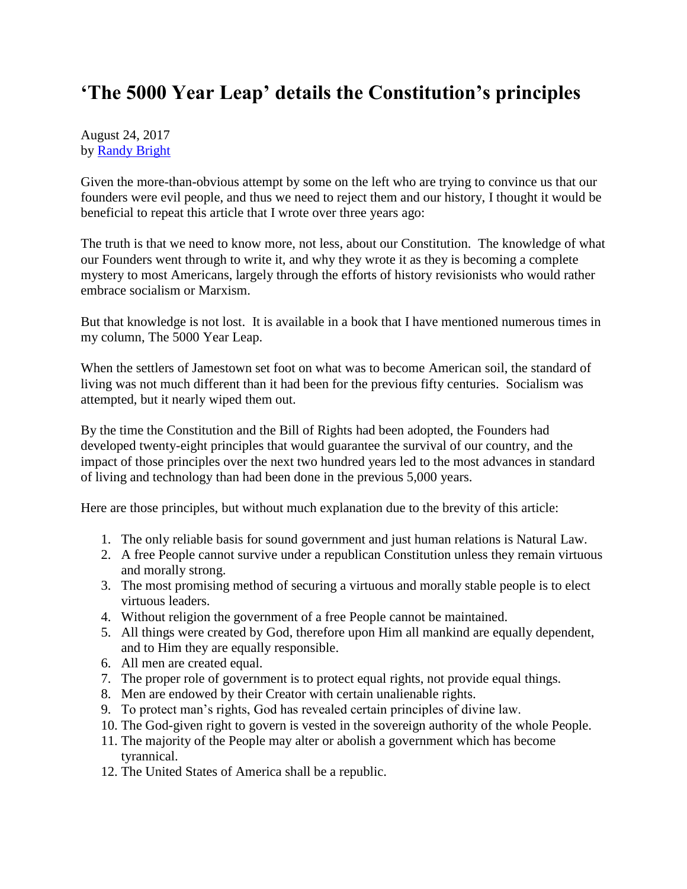# 'The 5000 Year Leap' details the Constitution's principles

August 24, 2017
by [Randy Bright]

Given the more-than-obvious attempt by some on the left who are trying to convince us that our founders were evil people, and thus we need to reject them and our history, I thought it would be beneficial to repeat this article that I wrote over three years ago:

The truth is that we need to know more, not less, about our Constitution. The knowledge of what our Founders went through to write it, and why they wrote it as they is becoming a complete mystery to most Americans, largely through the efforts of history revisionists who would rather embrace socialism or Marxism.

But that knowledge is not lost. It is available in a book that I have mentioned numerous times in my column, The 5000 Year Leap.

When the settlers of Jamestown set foot on what was to become American soil, the standard of living was not much different than it had been for the previous fifty centuries. Socialism was attempted, but it nearly wiped them out.

By the time the Constitution and the Bill of Rights had been adopted, the Founders had developed twenty-eight principles that would guarantee the survival of our country, and the impact of those principles over the next two hundred years led to the most advances in standard of living and technology than had been done in the previous 5,000 years.

Here are those principles, but without much explanation due to the brevity of this article:

1. The only reliable basis for sound government and just human relations is Natural Law.
2. A free People cannot survive under a republican Constitution unless they remain virtuous and morally strong.
3. The most promising method of securing a virtuous and morally stable people is to elect virtuous leaders.
4. Without religion the government of a free People cannot be maintained.
5. All things were created by God, therefore upon Him all mankind are equally dependent, and to Him they are equally responsible.
6. All men are created equal.
7. The proper role of government is to protect equal rights, not provide equal things.
8. Men are endowed by their Creator with certain unalienable rights.
9. To protect man's rights, God has revealed certain principles of divine law.
10. The God-given right to govern is vested in the sovereign authority of the whole People.
11. The majority of the People may alter or abolish a government which has become tyrannical.
12. The United States of America shall be a republic.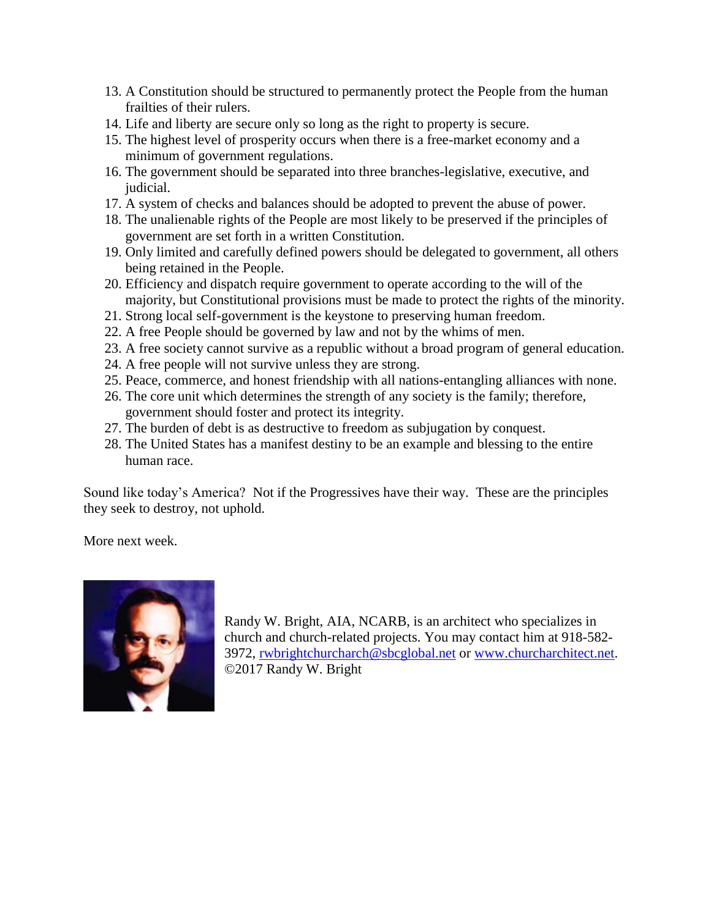13. A Constitution should be structured to permanently protect the People from the human frailties of their rulers.
14. Life and liberty are secure only so long as the right to property is secure.
15. The highest level of prosperity occurs when there is a free-market economy and a minimum of government regulations.
16. The government should be separated into three branches-legislative, executive, and judicial.
17. A system of checks and balances should be adopted to prevent the abuse of power.
18. The unalienable rights of the People are most likely to be preserved if the principles of government are set forth in a written Constitution.
19. Only limited and carefully defined powers should be delegated to government, all others being retained in the People.
20. Efficiency and dispatch require government to operate according to the will of the majority, but Constitutional provisions must be made to protect the rights of the minority.
21. Strong local self-government is the keystone to preserving human freedom.
22. A free People should be governed by law and not by the whims of men.
23. A free society cannot survive as a republic without a broad program of general education.
24. A free people will not survive unless they are strong.
25. Peace, commerce, and honest friendship with all nations-entangling alliances with none.
26. The core unit which determines the strength of any society is the family; therefore, government should foster and protect its integrity.
27. The burden of debt is as destructive to freedom as subjugation by conquest.
28. The United States has a manifest destiny to be an example and blessing to the entire human race.

Sound like today's America? Not if the Progressives have their way. These are the principles they seek to destroy, not uphold.

More next week.

Randy W. Bright, AIA, NCARB, is an architect who specializes in church and church-related projects. You may contact him at 918-582-3972, rwbrightchurcharch@sbcglobal.net or www.churcharchitect.net. ©2017 Randy W. Bright